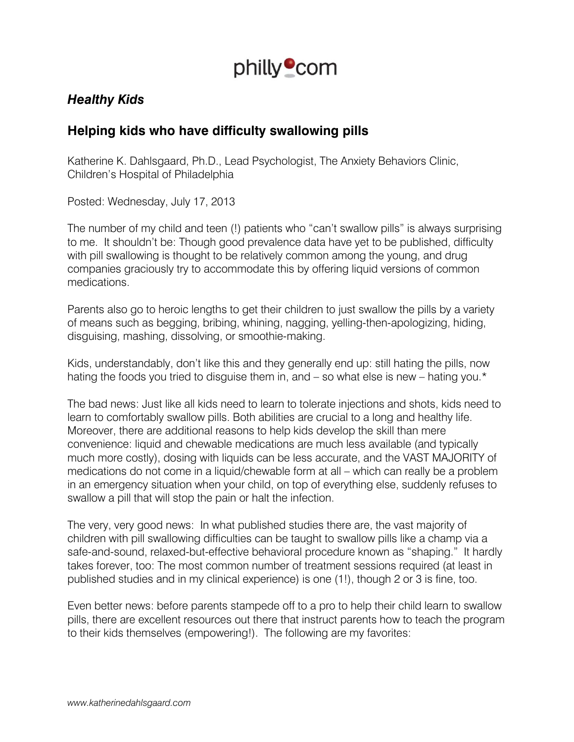philly.com

## *Healthy Kids*

# Helping kids who have difficulty swallowing pills

Katherine K. Dahlsgaard, Ph.D., Lead Psychologist, The Anxiety Behaviors Clinic, Children's Hospital of Philadelphia

Posted: Wednesday, July 17, 2013

The number of my child and teen (!) patients who "can't swallow pills" is always surprising to me. It shouldn't be: Though good prevalence data have yet to be published, difficulty with pill swallowing is thought to be relatively common among the young, and drug companies graciously try to accommodate this by offering liquid versions of common medications.

Parents also go to heroic lengths to get their children to just swallow the pills by a variety of means such as begging, bribing, whining, nagging, yelling-then-apologizing, hiding, disguising, mashing, dissolving, or smoothie-making.

Kids, understandably, don't like this and they generally end up: still hating the pills, now hating the foods you tried to disguise them in, and – so what else is new – hating you.*

The bad news: Just like all kids need to learn to tolerate injections and shots, kids need to learn to comfortably swallow pills. Both abilities are crucial to a long and healthy life. Moreover, there are additional reasons to help kids develop the skill than mere convenience: liquid and chewable medications are much less available (and typically much more costly), dosing with liquids can be less accurate, and the VAST MAJORITY of medications do not come in a liquid/chewable form at all – which can really be a problem in an emergency situation when your child, on top of everything else, suddenly refuses to swallow a pill that will stop the pain or halt the infection.

The very, very good news: In what published studies there are, the vast majority of children with pill swallowing difficulties can be taught to swallow pills like a champ via a safe-and-sound, relaxed-but-effective behavioral procedure known as "shaping." It hardly takes forever, too: The most common number of treatment sessions required (at least in published studies and in my clinical experience) is one (1!), though 2 or 3 is fine, too.

Even better news: before parents stampede off to a pro to help their child learn to swallow pills, there are excellent resources out there that instruct parents how to teach the program to their kids themselves (empowering!). The following are my favorites: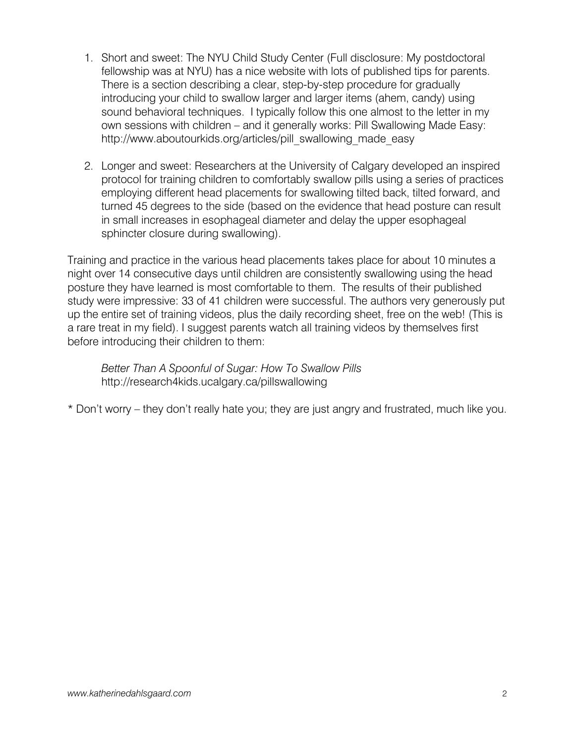1. Short and sweet: The NYU Child Study Center (Full disclosure: My postdoctoral fellowship was at NYU) has a nice website with lots of published tips for parents. There is a section describing a clear, step-by-step procedure for gradually introducing your child to swallow larger and larger items (ahem, candy) using sound behavioral techniques. I typically follow this one almost to the letter in my own sessions with children – and it generally works: Pill Swallowing Made Easy: http://www.aboutourkids.org/articles/pill_swallowing_made_easy

2. Longer and sweet: Researchers at the University of Calgary developed an inspired protocol for training children to comfortably swallow pills using a series of practices employing different head placements for swallowing tilted back, tilted forward, and turned 45 degrees to the side (based on the evidence that head posture can result in small increases in esophageal diameter and delay the upper esophageal sphincter closure during swallowing).

Training and practice in the various head placements takes place for about 10 minutes a night over 14 consecutive days until children are consistently swallowing using the head posture they have learned is most comfortable to them. The results of their published study were impressive: 33 of 41 children were successful. The authors very generously put up the entire set of training videos, plus the daily recording sheet, free on the web! (This is a rare treat in my field). I suggest parents watch all training videos by themselves first before introducing their children to them:

> *Better Than A Spoonful of Sugar: How To Swallow Pills*
> http://research4kids.ucalgary.ca/pillswallowing

* Don't worry – they don't really hate you; they are just angry and frustrated, much like you.